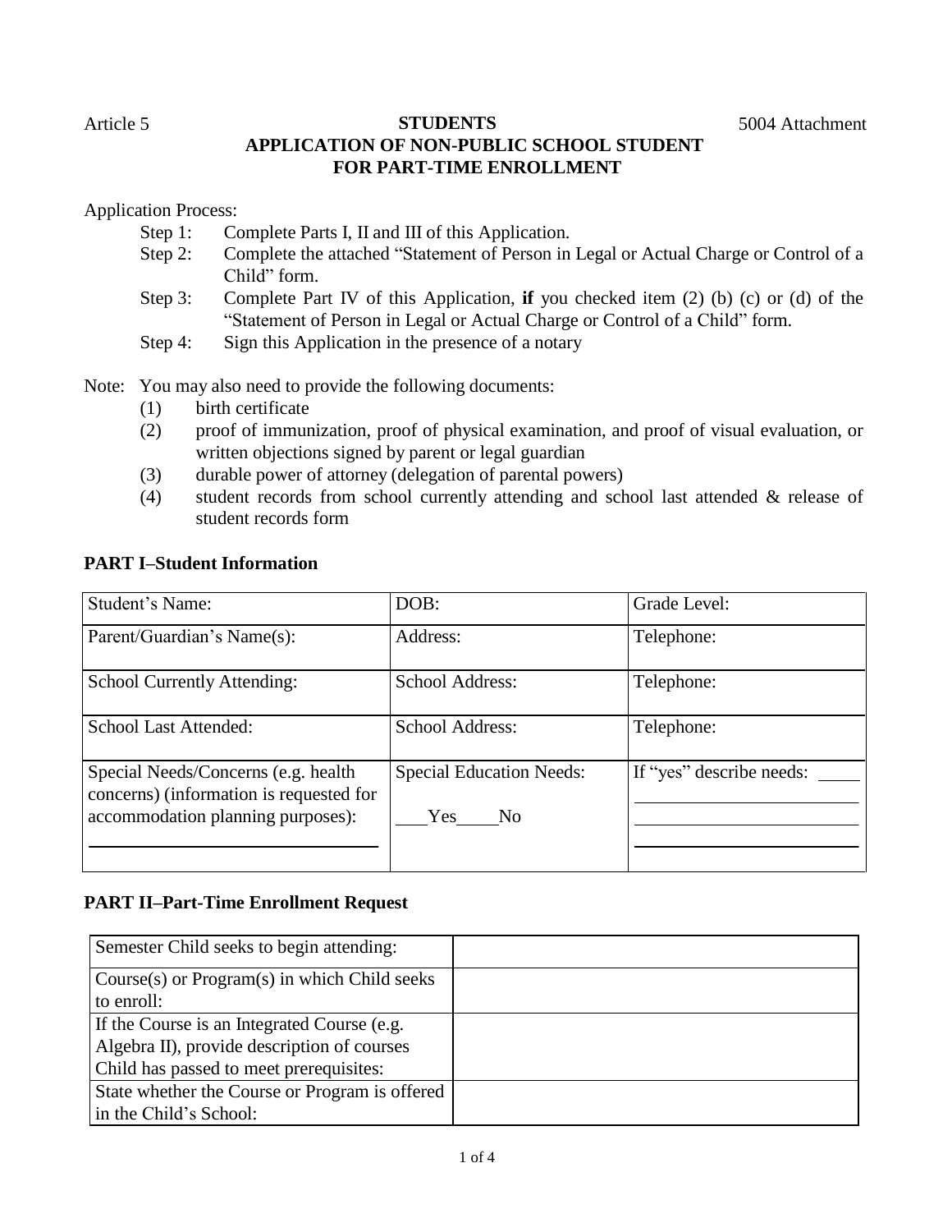Article 5 **STUDENTS** 5004 Attachment

# APPLICATION OF NON-PUBLIC SCHOOL STUDENT FOR PART-TIME ENROLLMENT

Application Process:

- Step 1: Complete Parts I, II and III of this Application.
- Step 2: Complete the attached "Statement of Person in Legal or Actual Charge or Control of a Child" form.
- Step 3: Complete Part IV of this Application, **if** you checked item (2) (b) (c) or (d) of the "Statement of Person in Legal or Actual Charge or Control of a Child" form.
- Step 4: Sign this Application in the presence of a notary

Note: You may also need to provide the following documents:

1. birth certificate
2. proof of immunization, proof of physical examination, and proof of visual evaluation, or written objections signed by parent or legal guardian
3. durable power of attorney (delegation of parental powers)
4. student records from school currently attending and school last attended & release of student records form

## PART I–Student Information

| Student's Name: | DOB: | Grade Level: |
|---|---|---|
| Parent/Guardian's Name(s): | Address: | Telephone: |
| School Currently Attending: | School Address: | Telephone: |
| School Last Attended: | School Address: | Telephone: |
| Special Needs/Concerns (e.g. health concerns) (information is requested for accommodation planning purposes): ______ | Special Education Needs: ___Yes ___No | If "yes" describe needs: ______ |

## PART II–Part-Time Enrollment Request

| Semester Child seeks to begin attending: | |
|---|---|
| Course(s) or Program(s) in which Child seeks to enroll: | |
| If the Course is an Integrated Course (e.g. Algebra II), provide description of courses Child has passed to meet prerequisites: | |
| State whether the Course or Program is offered in the Child's School: | |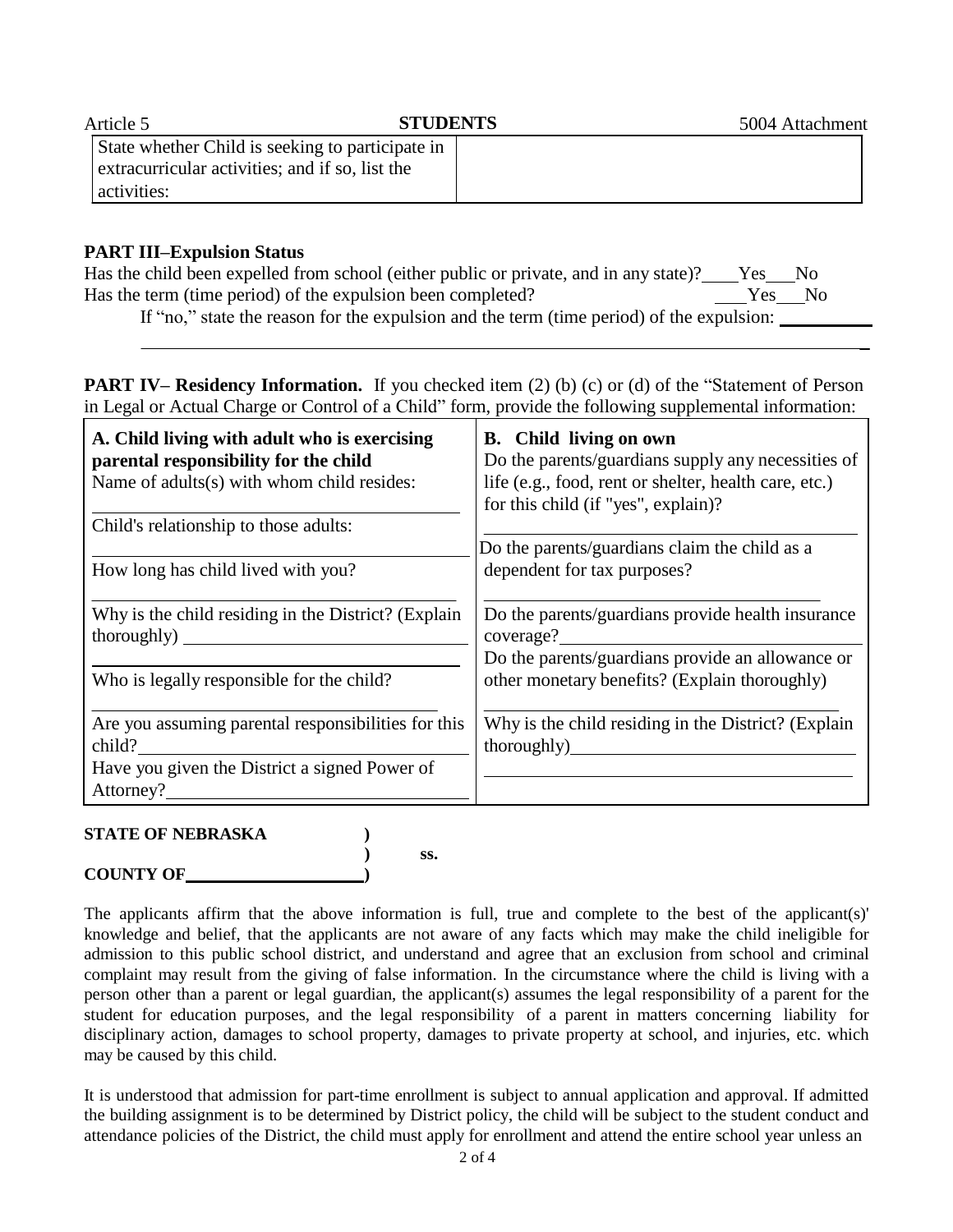| State whether Child is seeking to participate in extracurricular activities; and if so, list the activities: | |
|---|---|

**PART III–Expulsion Status**

Has the child been expelled from school (either public or private, and in any state)? \_\_\_\_Yes\_\_\_No

Has the term (time period) of the expulsion been completed? \_\_\_\_Yes\_\_\_No

If "no," state the reason for the expulsion and the term (time period) of the expulsion: \_\_\_\_\_\_\_\_\_\_

\_\_\_\_\_\_\_\_\_\_\_\_\_\_\_\_\_\_\_\_\_\_\_\_\_\_\_\_\_\_\_\_\_\_\_\_\_\_\_\_\_\_\_\_\_\_\_\_\_\_\_\_\_\_\_\_\_\_\_\_\_\_\_\_\_\_\_\_\_\_\_\_\_\_\_\_\_\_

**PART IV– Residency Information.** If you checked item (2) (b) (c) or (d) of the "Statement of Person in Legal or Actual Charge or Control of a Child" form, provide the following supplemental information:

| **A. Child living with adult who is exercising parental responsibility for the child** | **B. Child living on own** |
|---|---|
| Name of adults(s) with whom child resides: \_\_\_\_\_\_\_\_\_\_ | Do the parents/guardians supply any necessities of life (e.g., food, rent or shelter, health care, etc.) for this child (if "yes", explain)? \_\_\_\_\_\_\_\_\_\_ |
| Child's relationship to those adults: \_\_\_\_\_\_\_\_\_\_ | Do the parents/guardians claim the child as a dependent for tax purposes? \_\_\_\_\_\_\_\_\_\_ |
| How long has child lived with you? \_\_\_\_\_\_\_\_\_\_ | Do the parents/guardians provide health insurance coverage? \_\_\_\_\_\_\_\_\_\_ |
| Why is the child residing in the District? (Explain thoroughly) \_\_\_\_\_\_\_\_\_\_ | Do the parents/guardians provide an allowance or other monetary benefits? (Explain thoroughly) \_\_\_\_\_\_\_\_\_\_ |
| Who is legally responsible for the child? \_\_\_\_\_\_\_\_\_\_ | Why is the child residing in the District? (Explain thoroughly) \_\_\_\_\_\_\_\_\_\_ |
| Are you assuming parental responsibilities for this child? \_\_\_\_\_\_\_\_\_\_ | |
| Have you given the District a signed Power of Attorney? \_\_\_\_\_\_\_\_\_\_ | |

**STATE OF NEBRASKA )**

**) ss.**

**COUNTY OF\_\_\_\_\_\_\_\_\_\_\_\_\_\_\_\_\_\_\_\_)**

The applicants affirm that the above information is full, true and complete to the best of the applicant(s)' knowledge and belief, that the applicants are not aware of any facts which may make the child ineligible for admission to this public school district, and understand and agree that an exclusion from school and criminal complaint may result from the giving of false information. In the circumstance where the child is living with a person other than a parent or legal guardian, the applicant(s) assumes the legal responsibility of a parent for the student for education purposes, and the legal responsibility of a parent in matters concerning liability for disciplinary action, damages to school property, damages to private property at school, and injuries, etc. which may be caused by this child.

It is understood that admission for part-time enrollment is subject to annual application and approval. If admitted the building assignment is to be determined by District policy, the child will be subject to the student conduct and attendance policies of the District, the child must apply for enrollment and attend the entire school year unless an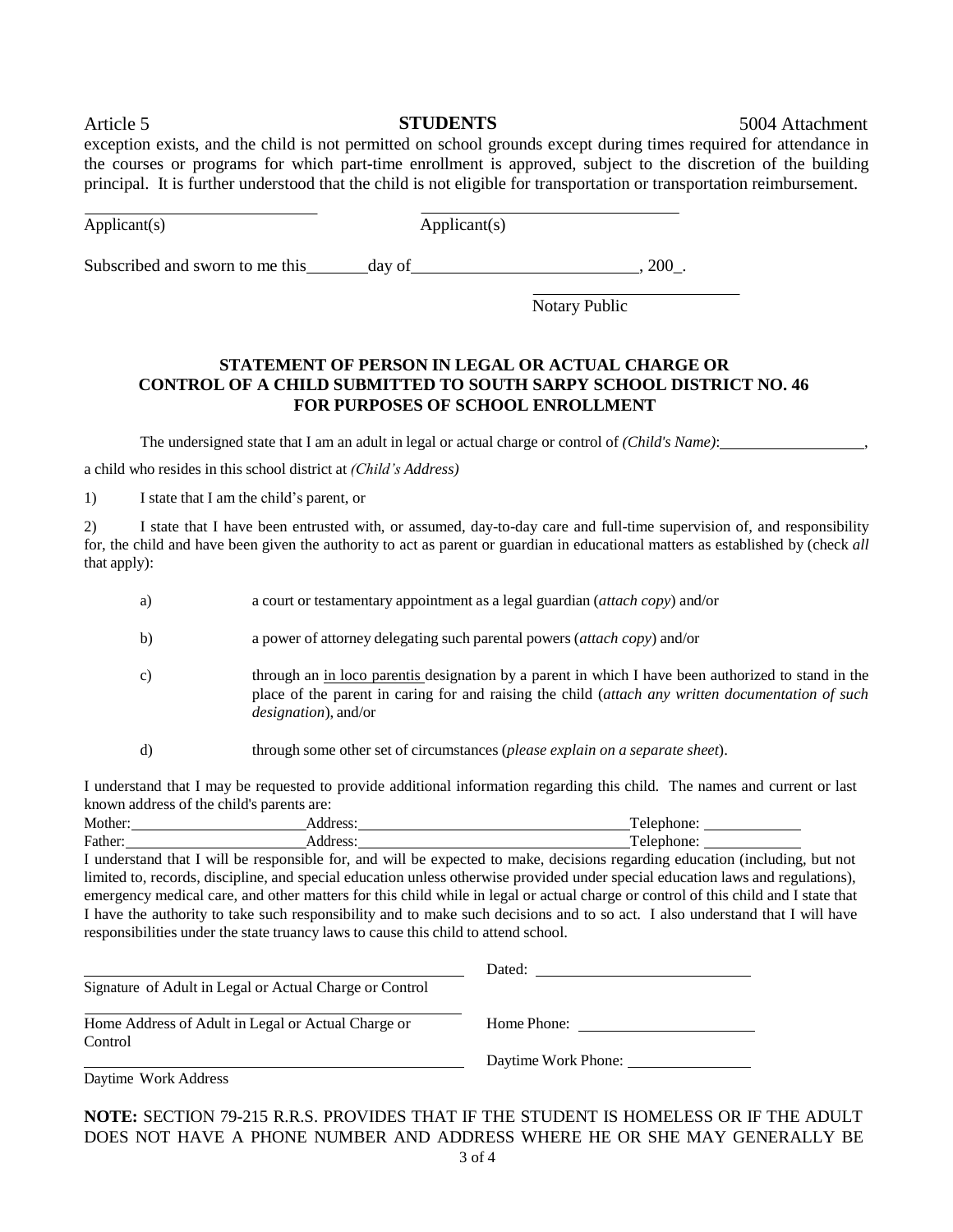exception exists, and the child is not permitted on school grounds except during times required for attendance in the courses or programs for which part-time enrollment is approved, subject to the discretion of the building principal. It is further understood that the child is not eligible for transportation or transportation reimbursement.

\_\_\_\_\_\_\_\_\_\_\_\_\_\_\_\_\_\_\_\_\_\_\_\_\_\_\_\_ \_\_\_\_\_\_\_\_\_\_\_\_\_\_\_\_\_\_\_\_\_\_\_\_\_\_\_\_
Applicant(s) Applicant(s)

Subscribed and sworn to me this \_\_\_\_\_\_\_ day of \_\_\_\_\_\_\_\_\_\_\_\_\_\_\_\_\_\_\_\_\_\_\_\_\_\_, 200\_.

\_\_\_\_\_\_\_\_\_\_\_\_\_\_\_\_\_\_\_\_\_\_\_\_
Notary Public

**STATEMENT OF PERSON IN LEGAL OR ACTUAL CHARGE OR CONTROL OF A CHILD SUBMITTED TO SOUTH SARPY SCHOOL DISTRICT NO. 46 FOR PURPOSES OF SCHOOL ENROLLMENT**

The undersigned state that I am an adult in legal or actual charge or control of *(Child's Name)*: \_\_\_\_\_\_\_\_\_\_\_\_\_\_\_\_\_\_,

a child who resides in this school district at *(Child's Address)*

1) I state that I am the child's parent, or

2) I state that I have been entrusted with, or assumed, day-to-day care and full-time supervision of, and responsibility for, the child and have been given the authority to act as parent or guardian in educational matters as established by (check *all* that apply):

a) a court or testamentary appointment as a legal guardian (*attach copy*) and/or

b) a power of attorney delegating such parental powers (*attach copy*) and/or

c) through an in loco parentis designation by a parent in which I have been authorized to stand in the place of the parent in caring for and raising the child (*attach any written documentation of such designation*), and/or

d) through some other set of circumstances (*please explain on a separate sheet*).

I understand that I may be requested to provide additional information regarding this child. The names and current or last known address of the child's parents are:

Mother: \_\_\_\_\_\_\_\_\_\_\_\_\_\_\_\_\_\_\_\_\_\_ Address: \_\_\_\_\_\_\_\_\_\_\_\_\_\_\_\_\_\_\_\_\_\_\_\_\_\_\_\_\_\_\_\_\_\_\_ Telephone: \_\_\_\_\_\_\_\_\_\_\_\_
Father: \_\_\_\_\_\_\_\_\_\_\_\_\_\_\_\_\_\_\_\_\_\_ Address: \_\_\_\_\_\_\_\_\_\_\_\_\_\_\_\_\_\_\_\_\_\_\_\_\_\_\_\_\_\_\_\_\_\_\_ Telephone: \_\_\_\_\_\_\_\_\_\_\_\_

I understand that I will be responsible for, and will be expected to make, decisions regarding education (including, but not limited to, records, discipline, and special education unless otherwise provided under special education laws and regulations), emergency medical care, and other matters for this child while in legal or actual charge or control of this child and I state that I have the authority to take such responsibility and to make such decisions and to so act. I also understand that I will have responsibilities under the state truancy laws to cause this child to attend school.

\_\_\_\_\_\_\_\_\_\_\_\_\_\_\_\_\_\_\_\_\_\_\_\_\_\_\_\_\_\_\_\_\_\_\_\_\_\_\_\_\_\_\_\_\_\_ Dated: \_\_\_\_\_\_\_\_\_\_\_\_\_\_\_\_\_\_\_\_\_\_\_\_\_\_\_
Signature of Adult in Legal or Actual Charge or Control

\_\_\_\_\_\_\_\_\_\_\_\_\_\_\_\_\_\_\_\_\_\_\_\_\_\_\_\_\_\_\_\_\_\_\_\_\_\_\_\_\_\_\_\_\_\_ Home Phone: \_\_\_\_\_\_\_\_\_\_\_\_\_\_\_\_\_\_\_\_\_\_
Home Address of Adult in Legal or Actual Charge or Control

\_\_\_\_\_\_\_\_\_\_\_\_\_\_\_\_\_\_\_\_\_\_\_\_\_\_\_\_\_\_\_\_\_\_\_\_\_\_\_\_\_\_\_\_\_\_ Daytime Work Phone: \_\_\_\_\_\_\_\_\_\_\_\_\_\_\_\_
Daytime Work Address

**NOTE:** SECTION 79-215 R.R.S. PROVIDES THAT IF THE STUDENT IS HOMELESS OR IF THE ADULT DOES NOT HAVE A PHONE NUMBER AND ADDRESS WHERE HE OR SHE MAY GENERALLY BE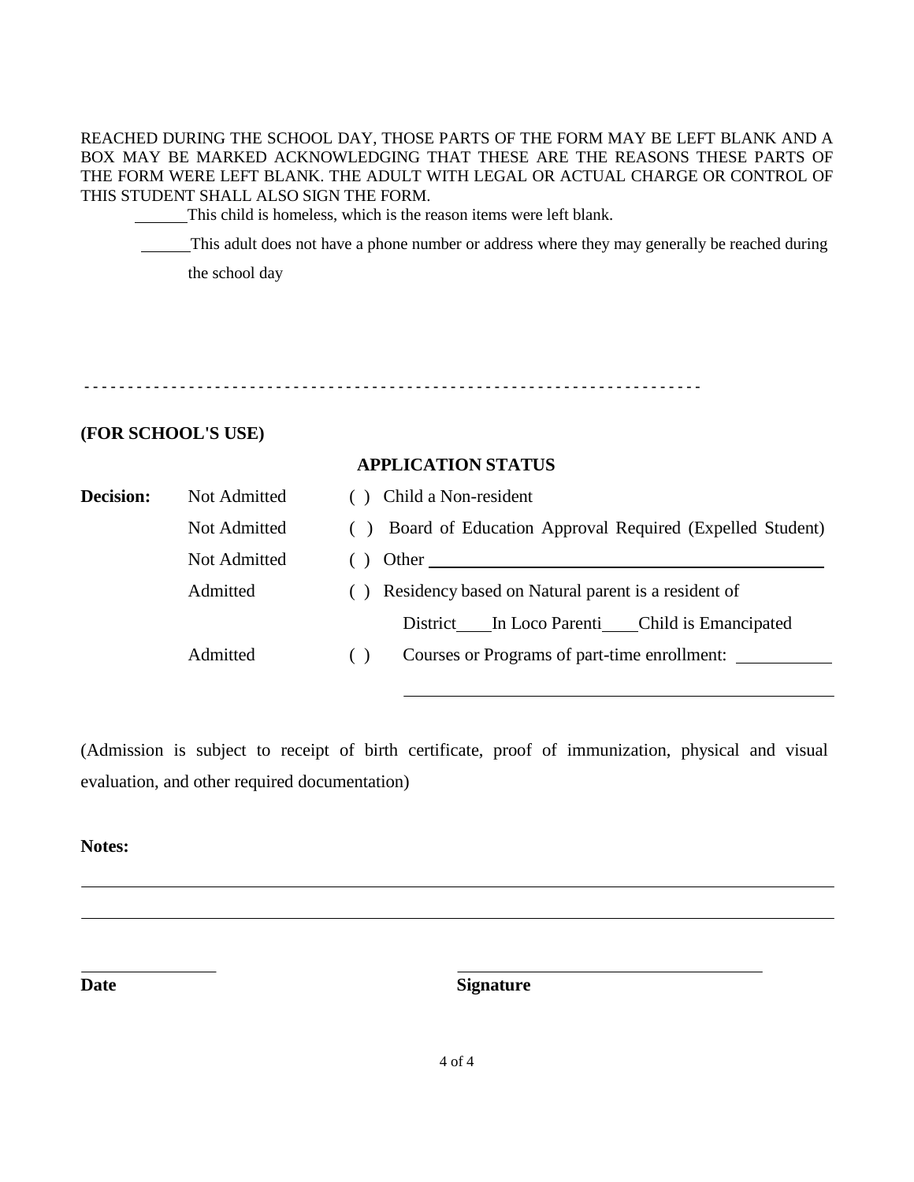REACHED DURING THE SCHOOL DAY, THOSE PARTS OF THE FORM MAY BE LEFT BLANK AND A BOX MAY BE MARKED ACKNOWLEDGING THAT THESE ARE THE REASONS THESE PARTS OF THE FORM WERE LEFT BLANK. THE ADULT WITH LEGAL OR ACTUAL CHARGE OR CONTROL OF THIS STUDENT SHALL ALSO SIGN THE FORM.

______ This child is homeless, which is the reason items were left blank.

______ This adult does not have a phone number or address where they may generally be reached during the school day

- - - - - - - - - - - - - - - - - - - - - - - - - - - - - - - - - - - - - - - - - - - - - - - - - - - - - - - - - - - - - - - - - - - - - -

**(FOR SCHOOL'S USE)**

**APPLICATION STATUS**

| | | | |
|---|---|---|---|
| **Decision:** | Not Admitted | ( ) | Child a Non-resident |
| | Not Admitted | ( ) | Board of Education Approval Required (Expelled Student) |
| | Not Admitted | ( ) | Other ______________________________ |
| | Admitted | ( ) | Residency based on Natural parent is a resident of District____ In Loco Parenti____ Child is Emancipated |
| | Admitted | ( ) | Courses or Programs of part-time enrollment: ___________ ______________________________ |

(Admission is subject to receipt of birth certificate, proof of immunization, physical and visual evaluation, and other required documentation)

**Notes:**

______________________________________________________________________

______________________________________________________________________

________________ ________________________________

**Date** **Signature**